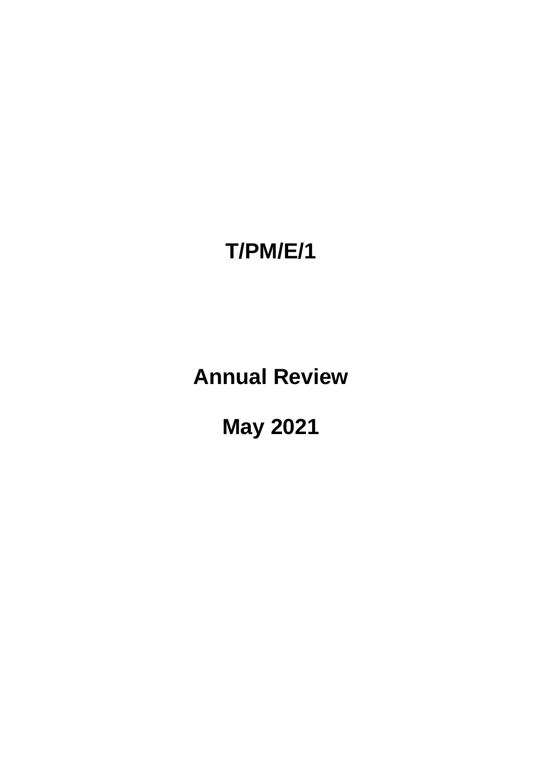# T/PM/E/1

## Annual Review

## May 2021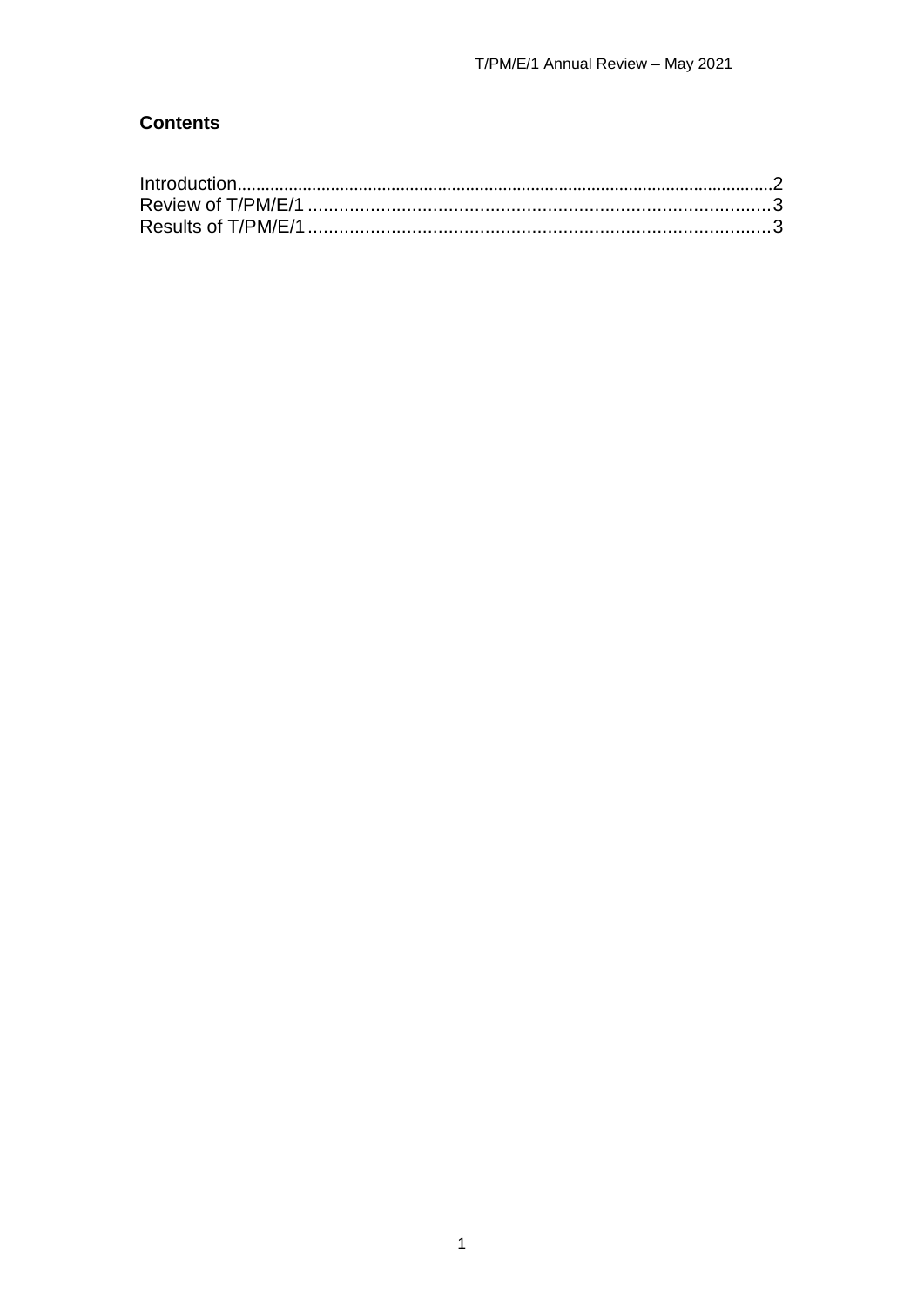## Contents

Introduction......................................................................................................................2
Review of T/PM/E/1 .........................................................................................3
Results of T/PM/E/1 .........................................................................................3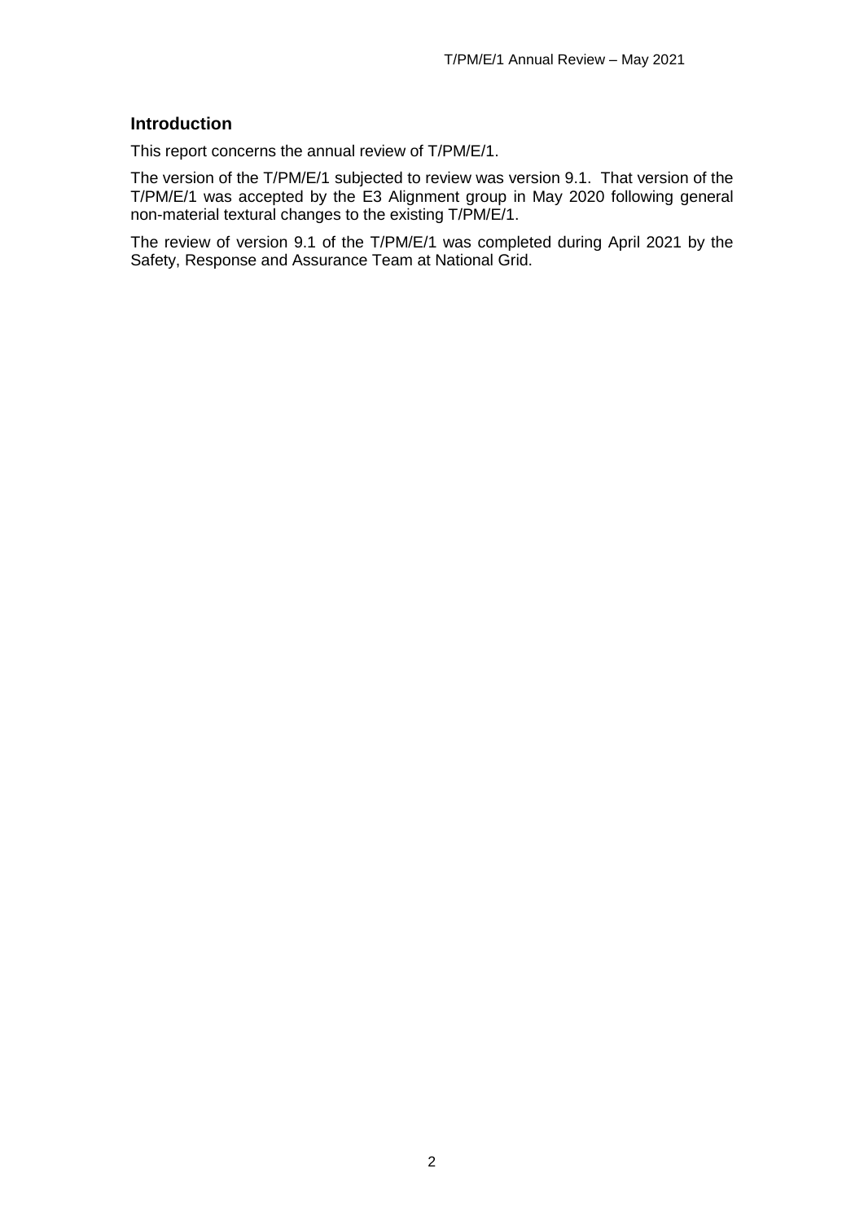## Introduction

This report concerns the annual review of T/PM/E/1.

The version of the T/PM/E/1 subjected to review was version 9.1. That version of the T/PM/E/1 was accepted by the E3 Alignment group in May 2020 following general non-material textural changes to the existing T/PM/E/1.

The review of version 9.1 of the T/PM/E/1 was completed during April 2021 by the Safety, Response and Assurance Team at National Grid.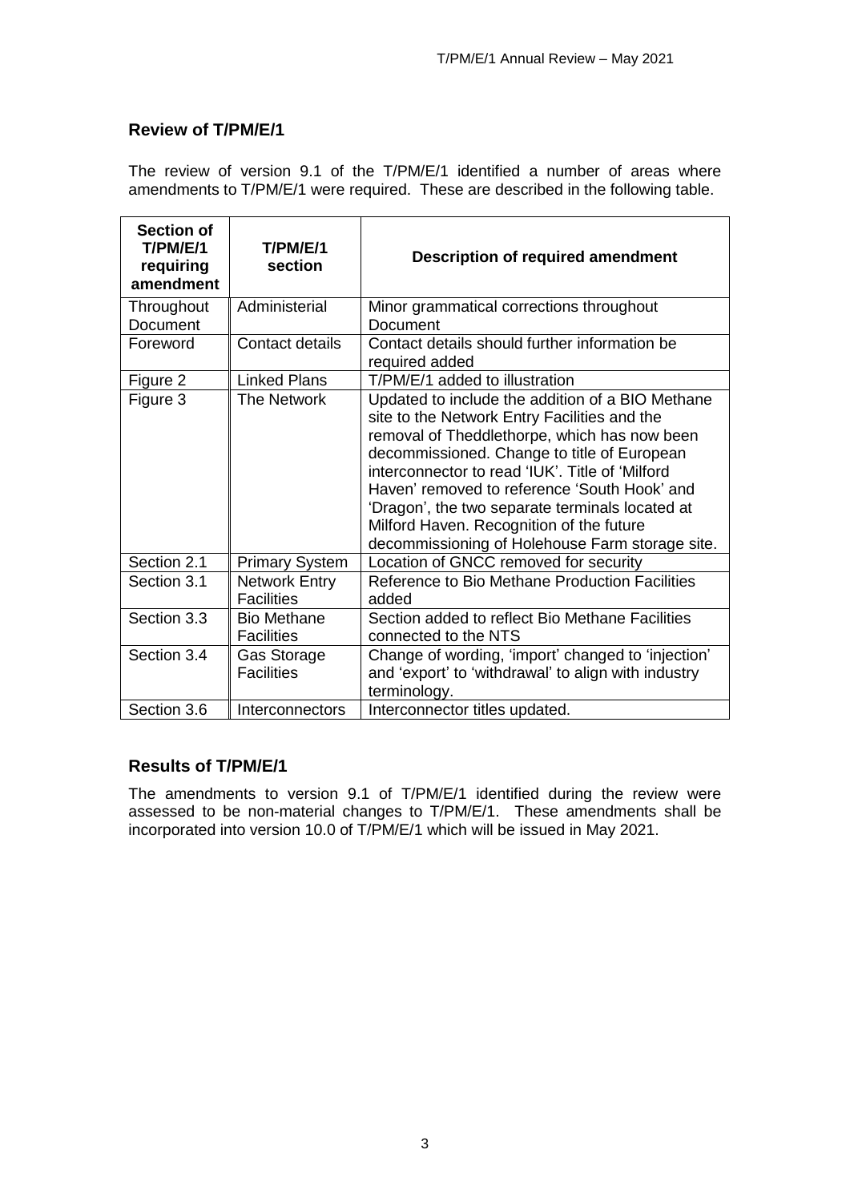## Review of T/PM/E/1

The review of version 9.1 of the T/PM/E/1 identified a number of areas where amendments to T/PM/E/1 were required. These are described in the following table.

| Section of T/PM/E/1 requiring amendment | T/PM/E/1 section | Description of required amendment |
|---|---|---|
| Throughout Document | Administerial | Minor grammatical corrections throughout Document |
| Foreword | Contact details | Contact details should further information be required added |
| Figure 2 | Linked Plans | T/PM/E/1 added to illustration |
| Figure 3 | The Network | Updated to include the addition of a BIO Methane site to the Network Entry Facilities and the removal of Theddlethorpe, which has now been decommissioned. Change to title of European interconnector to read 'IUK'. Title of 'Milford Haven' removed to reference 'South Hook' and 'Dragon', the two separate terminals located at Milford Haven. Recognition of the future decommissioning of Holehouse Farm storage site. |
| Section 2.1 | Primary System | Location of GNCC removed for security |
| Section 3.1 | Network Entry Facilities | Reference to Bio Methane Production Facilities added |
| Section 3.3 | Bio Methane Facilities | Section added to reflect Bio Methane Facilities connected to the NTS |
| Section 3.4 | Gas Storage Facilities | Change of wording, 'import' changed to 'injection' and 'export' to 'withdrawal' to align with industry terminology. |
| Section 3.6 | Interconnectors | Interconnector titles updated. |

## Results of T/PM/E/1

The amendments to version 9.1 of T/PM/E/1 identified during the review were assessed to be non-material changes to T/PM/E/1. These amendments shall be incorporated into version 10.0 of T/PM/E/1 which will be issued in May 2021.